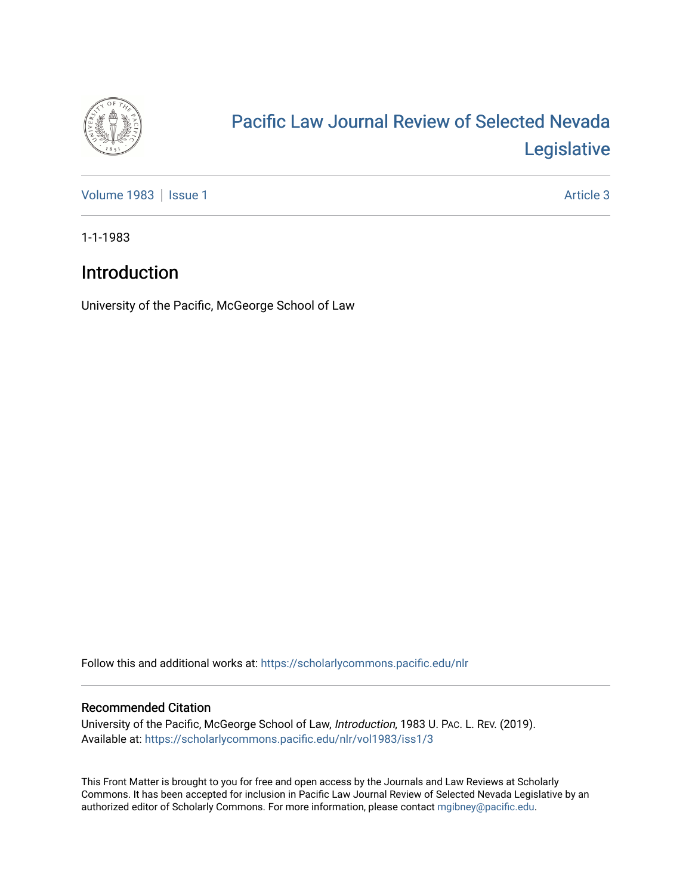# Pacific Law Journal Review of Selected Nevada Legislative

Volume 1983 | Issue 1 | Article 3

1-1-1983

## Introduction

University of the Pacific, McGeorge School of Law

Follow this and additional works at: https://scholarlycommons.pacific.edu/nlr

### Recommended Citation

University of the Pacific, McGeorge School of Law, *Introduction*, 1983 U. PAC. L. REV. (2019).
Available at: https://scholarlycommons.pacific.edu/nlr/vol1983/iss1/3

This Front Matter is brought to you for free and open access by the Journals and Law Reviews at Scholarly Commons. It has been accepted for inclusion in Pacific Law Journal Review of Selected Nevada Legislative by an authorized editor of Scholarly Commons. For more information, please contact mgibney@pacific.edu.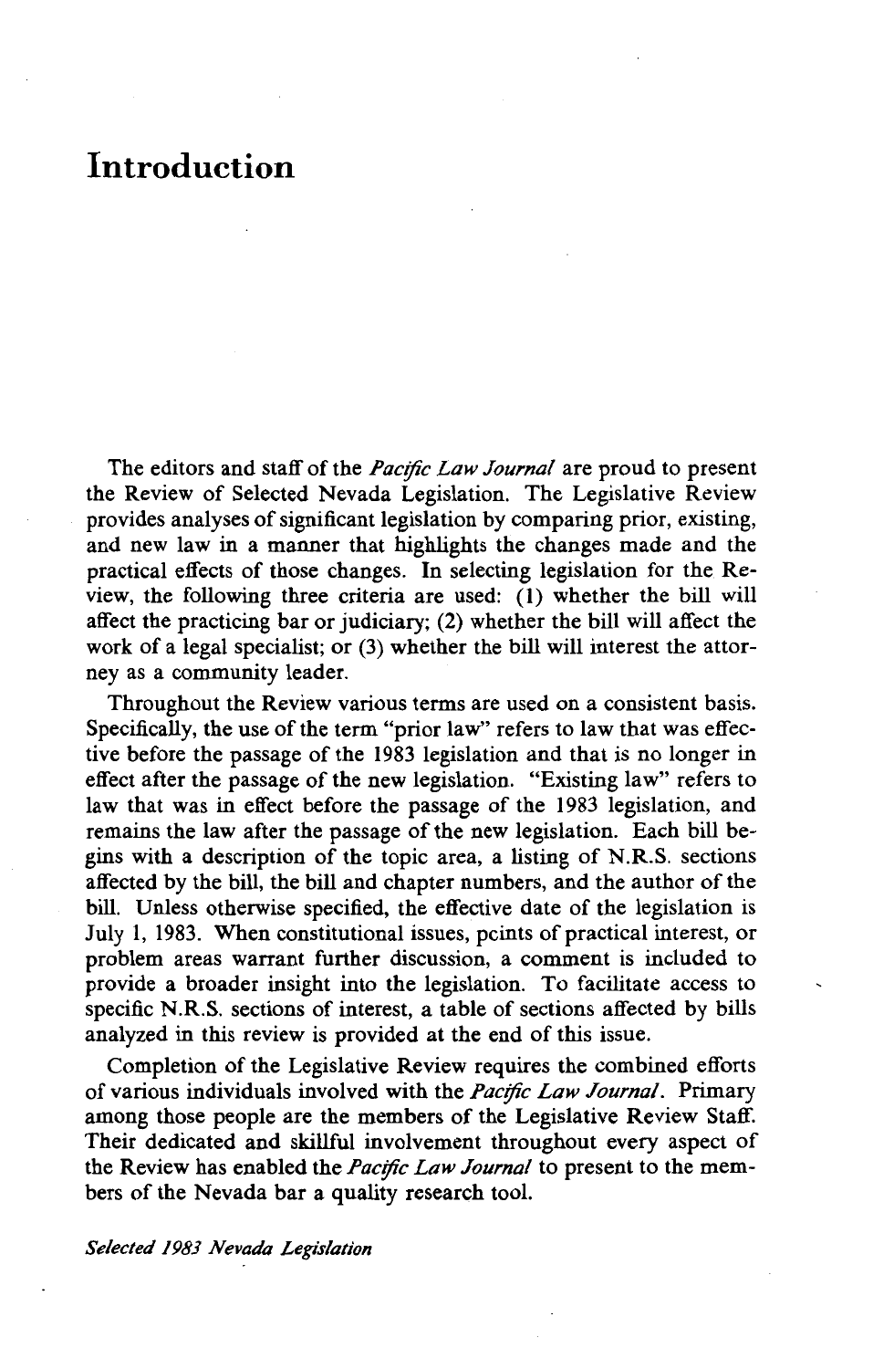# Introduction

The editors and staff of the *Pacific Law Journal* are proud to present the Review of Selected Nevada Legislation. The Legislative Review provides analyses of significant legislation by comparing prior, existing, and new law in a manner that highlights the changes made and the practical effects of those changes. In selecting legislation for the Review, the following three criteria are used: (1) whether the bill will affect the practicing bar or judiciary; (2) whether the bill will affect the work of a legal specialist; or (3) whether the bill will interest the attorney as a community leader.

Throughout the Review various terms are used on a consistent basis. Specifically, the use of the term "prior law" refers to law that was effective before the passage of the 1983 legislation and that is no longer in effect after the passage of the new legislation. "Existing law" refers to law that was in effect before the passage of the 1983 legislation, and remains the law after the passage of the new legislation. Each bill begins with a description of the topic area, a listing of N.R.S. sections affected by the bill, the bill and chapter numbers, and the author of the bill. Unless otherwise specified, the effective date of the legislation is July 1, 1983. When constitutional issues, points of practical interest, or problem areas warrant further discussion, a comment is included to provide a broader insight into the legislation. To facilitate access to specific N.R.S. sections of interest, a table of sections affected by bills analyzed in this review is provided at the end of this issue.

Completion of the Legislative Review requires the combined efforts of various individuals involved with the *Pacific Law Journal*. Primary among those people are the members of the Legislative Review Staff. Their dedicated and skillful involvement throughout every aspect of the Review has enabled the *Pacific Law Journal* to present to the members of the Nevada bar a quality research tool.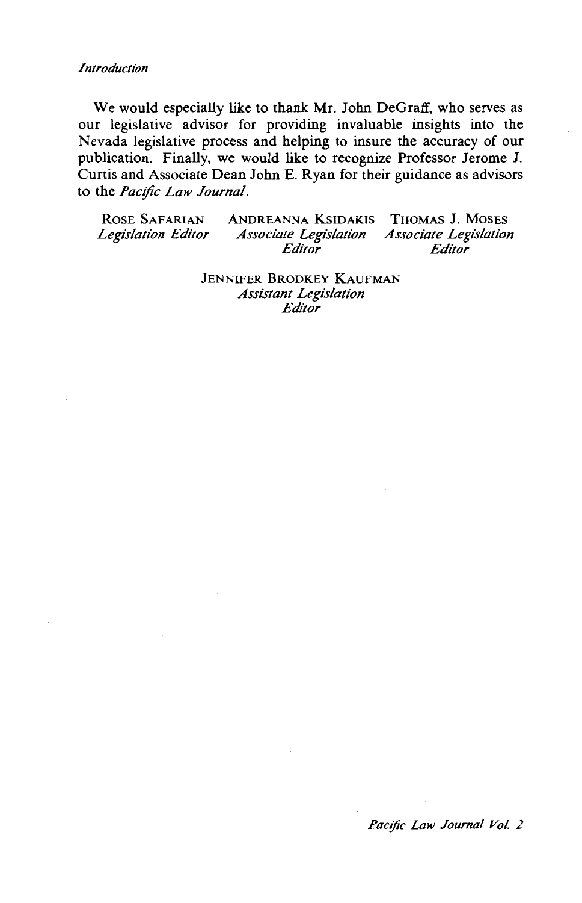We would especially like to thank Mr. John DeGraff, who serves as our legislative advisor for providing invaluable insights into the Nevada legislative process and helping to insure the accuracy of our publication. Finally, we would like to recognize Professor Jerome J. Curtis and Associate Dean John E. Ryan for their guidance as advisors to the *Pacific Law Journal*.

ROSE SAFARIAN
*Legislation Editor*

ANDREANNA KSIDAKIS
*Associate Legislation Editor*

THOMAS J. MOSES
*Associate Legislation Editor*

JENNIFER BRODKEY KAUFMAN
*Assistant Legislation Editor*